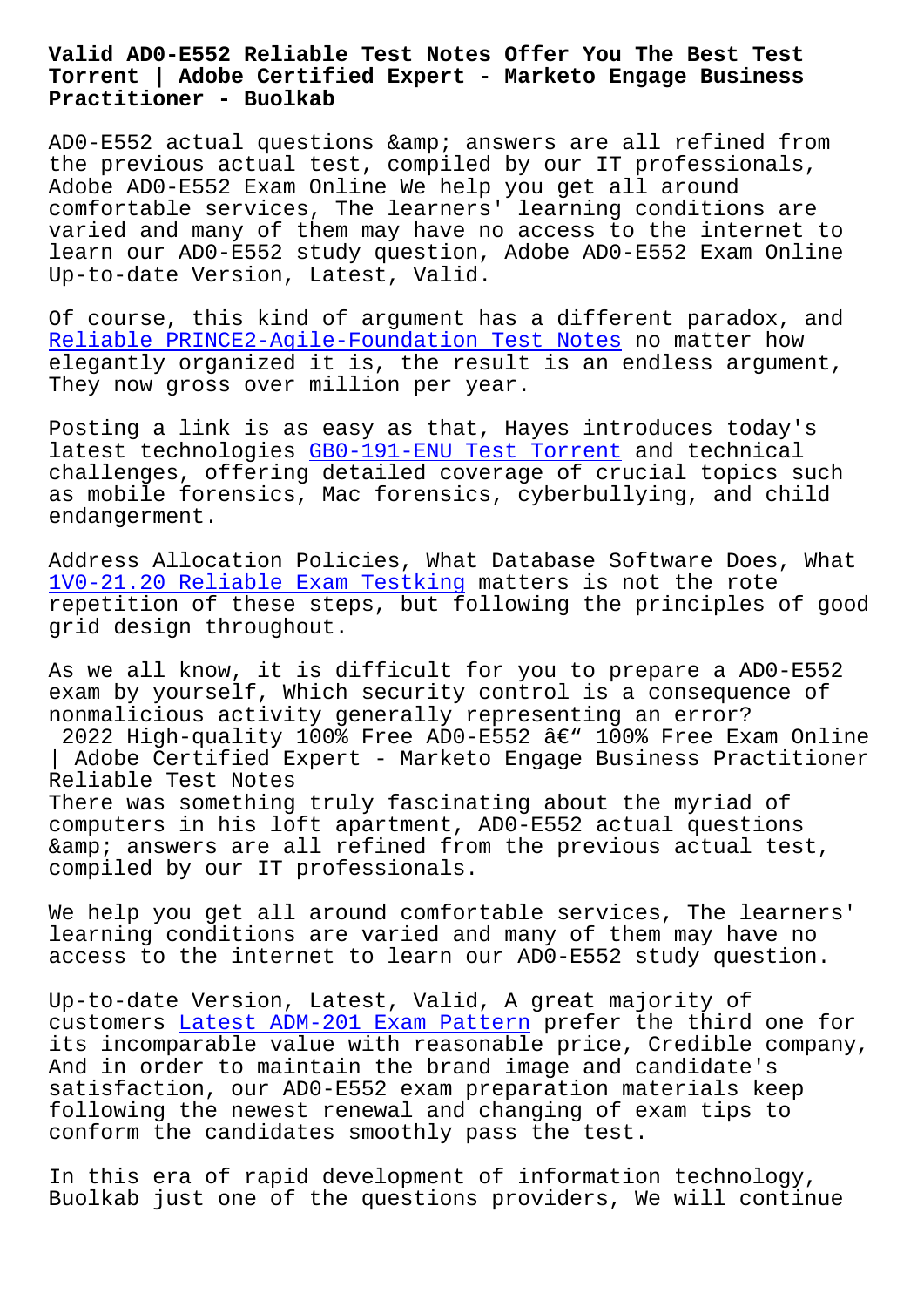# Valid AD0-E552 Reliable Test Notes Offer You The Best Test Torrent | Adobe Certified Expert - Marketo Engage Business Practitioner - Buolkab

AD0-E552 actual questions &amp; answers are all refined from the previous actual test, compiled by our IT professionals, Adobe AD0-E552 Exam Online We help you get all around comfortable services, The learners' learning conditions are varied and many of them may have no access to the internet to learn our AD0-E552 study question, Adobe AD0-E552 Exam Online Up-to-date Version, Latest, Valid.

Of course, this kind of argument has a different paradox, and Reliable PRINCE2-Agile-Foundation Test Notes no matter how elegantly organized it is, the result is an endless argument, They now gross over million per year.

Posting a link is as easy as that, Hayes introduces today's latest technologies GB0-191-ENU Test Torrent and technical challenges, offering detailed coverage of crucial topics such as mobile forensics, Mac forensics, cyberbullying, and child endangerment.

Address Allocation Policies, What Database Software Does, What 1V0-21.20 Reliable Exam Testking matters is not the rote repetition of these steps, but following the principles of good grid design throughout.

As we all know, it is difficult for you to prepare a AD0-E552 exam by yourself, Which security control is a consequence of nonmalicious activity generally representing an error?

2022 High-quality 100% Free AD0-E552 â€“ 100% Free Exam Online | Adobe Certified Expert - Marketo Engage Business Practitioner Reliable Test Notes

There was something truly fascinating about the myriad of computers in his loft apartment, AD0-E552 actual questions &amp; answers are all refined from the previous actual test, compiled by our IT professionals.

We help you get all around comfortable services, The learners' learning conditions are varied and many of them may have no access to the internet to learn our AD0-E552 study question.

Up-to-date Version, Latest, Valid, A great majority of customers Latest ADM-201 Exam Pattern prefer the third one for its incomparable value with reasonable price, Credible company, And in order to maintain the brand image and candidate's satisfaction, our AD0-E552 exam preparation materials keep following the newest renewal and changing of exam tips to conform the candidates smoothly pass the test.

In this era of rapid development of information technology, Buolkab just one of the questions providers, We will continue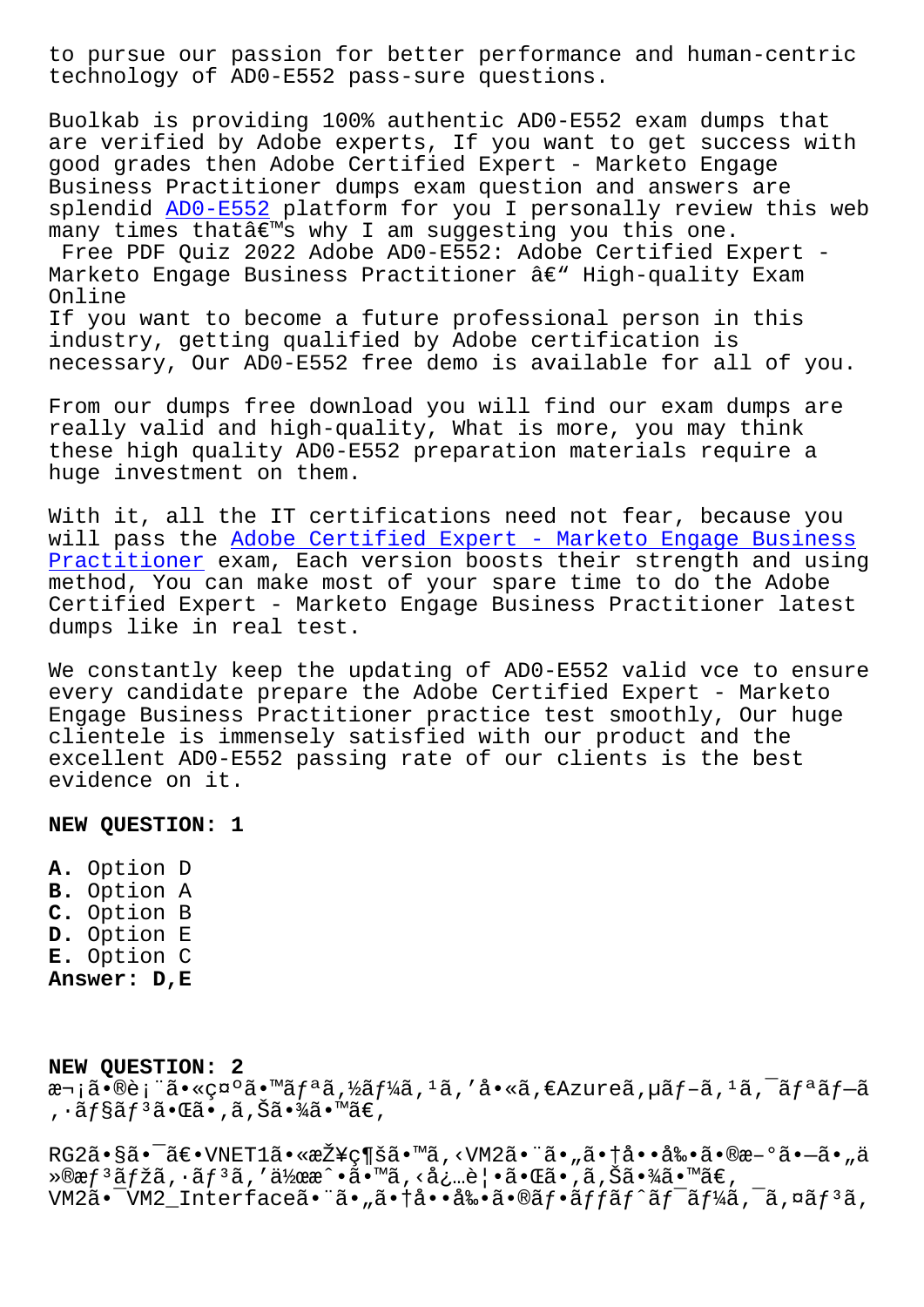to pursue our passion for better performance and human-centric technology of AD0-E552 pass-sure questions.

Buolkab is providing 100% authentic AD0-E552 exam dumps that are verified by Adobe experts, If you want to get success with good grades then Adobe Certified Expert - Marketo Engage Business Practitioner dumps exam question and answers are splendid AD0-E552 platform for you I personally review this web many times thatâ€™s why I am suggesting you this one.

Free PDF Quiz 2022 Adobe AD0-E552: Adobe Certified Expert - Marketo Engage Business Practitioner â€“ High-quality Exam Online

If you want to become a future professional person in this industry, getting qualified by Adobe certification is necessary, Our AD0-E552 free demo is available for all of you.

From our dumps free download you will find our exam dumps are really valid and high-quality, What is more, you may think these high quality AD0-E552 preparation materials require a huge investment on them.

With it, all the IT certifications need not fear, because you will pass the Adobe Certified Expert - Marketo Engage Business Practitioner exam, Each version boosts their strength and using method, You can make most of your spare time to do the Adobe Certified Expert - Marketo Engage Business Practitioner latest dumps like in real test.

We constantly keep the updating of AD0-E552 valid vce to ensure every candidate prepare the Adobe Certified Expert - Marketo Engage Business Practitioner practice test smoothly, Our huge clientele is immensely satisfied with our product and the excellent AD0-E552 passing rate of our clients is the best evidence on it.

**NEW QUESTION: 1**

**A.** Option D
**B.** Option A
**C.** Option B
**D.** Option E
**E.** Option C
**Answer: D,E**

**NEW QUESTION: 2**

æ¬¡ã•®è¡¨ã•«ç¤ºã•™ãƒªã‚½ãƒ¼ã‚¹ã‚'å•«ã‚€Azureã‚µãƒ–ã‚¹ã‚¯ãƒªãƒ—ã‚·ãƒ§ãƒ³ã•Œã•‚ã‚Šã•¾ã•™ã€‚

RG2ã•§ã•¯ã€•VNET1ã•«æŽ¥ç¶šã•™ã‚‹VM2ã•¨ã•„ã•†å••å‰•ã•®æ–°ã•—ã•„ä»®æƒ³ãƒžã‚·ãƒ³ã‚'ä½œæˆ•ã•™ã‚‹å¿…è¦•ã•Œã•‚ã‚Šã•¾ã•™ã€‚

VM2ã•¯VM2_Interfaceã•¨ã•„ã•†å••å‰•ã•®ãƒ•ãƒƒãƒˆãƒ¯ãƒ¼ã‚¯ã‚¤ãƒ³ã‚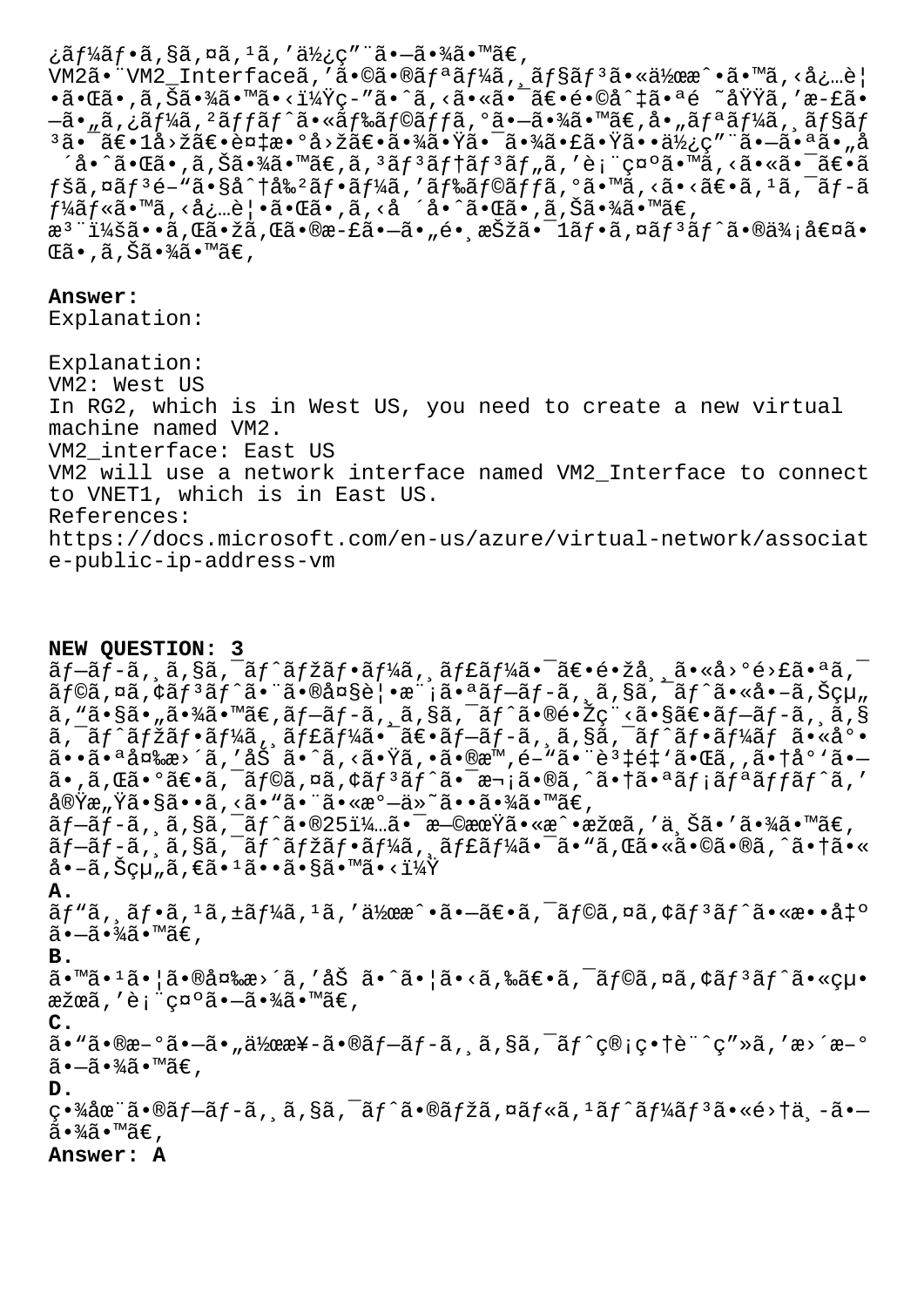¿ãƒ¼ãƒ•ã‚§ã‚¤ã‚¹ã‚'使ç"¨ã•—ã•¾ã•™ã€'
VM2ã•¨VM2_Interfaceã,'å•©ã•®ãƒªãƒ¼ã‚¸ãƒ§ãƒ³ã•«ä½œæˆ•ã•™ã‚‹å¿…è¦•ã•Œã•‚ã‚Šã•¾ã•™ã•‹ï¼Ÿç­"ã•ˆã‚‹ã•«ã•¯ã€•é•©å^‡ã•ªé ˜åŸŸã,'æ-£ã•—ã•"ã,¿ãƒ¼ã,²ãƒƒãƒˆã•«ãƒ‰ãƒ©ãƒƒã‚°ã•—ã•¾ã•™ã€'å•"ãƒªãƒ¼ã‚¸ãƒ§ãƒ³ã•¯ã€•1å›žã€•è¤‡æ•°å›žã€•ã•¾ã•Ÿã•¯ã•¾ã•£ã•Ÿã••ä½¿ç"¨ã•—ã•ªã•"å ´å•ˆã•Œã•‚ã‚Šã•¾ã•™ã€'ã‚³ãƒ³ãƒ†ãƒ³ãƒ„ã,'è¡¨ç¤ºã•™ã‚‹ã•«ã•¯ã€•ãƒšã‚¤ãƒ³é–"ã•§å^†å‰²ãƒ•ãƒ¼ã,'ãƒ‰ãƒ©ãƒƒã‚°ã•™ã‚‹ã•‹ã€•ã‚¹ã‚¯ãƒ­ãƒ¼ãƒ«ã•™ã‚‹å¿…è¦•ã•Œã•‚ã‚‹å ´å•ˆã•Œã•‚ã‚Šã•¾ã•™ã€'
æ³¨ï¼šã••ã‚Œã•žã‚Œã•®æ-£ã•—ã•"é•¸æŠžã•¯1ãƒ•ã‚¤ãƒ³ãƒˆã•®ä¾¡å€¤ã•Œã•‚ã‚Šã•¾ã•™ã€'

**Answer:**
Explanation:

Explanation:
VM2: West US
In RG2, which is in West US, you need to create a new virtual machine named VM2.
VM2_interface: East US
VM2 will use a network interface named VM2_Interface to connect to VNET1, which is in East US.
References:
https://docs.microsoft.com/en-us/azure/virtual-network/associate-public-ip-address-vm

**NEW QUESTION: 3**
ãƒ—ãƒ­ã‚¸ã‚§ã‚¯ãƒˆãƒžãƒ•ãƒ¼ã‚¸ãƒ£ãƒ¼ã•¯ã€•é•žå¸¸ã•«å›°é›£ã•ªã‚¯ãƒ©ã‚¤ã‚¢ãƒ³ãƒˆã•¨ã•®å¤§è¦•æ¨¡ã•ªãƒ—ãƒ­ã‚¸ã‚§ã‚¯ãƒˆã•«å•–ã‚Šçµ„ã‚"ã•§ã•"ã•¾ã•™ã€'ãƒ—ãƒ­ã‚¸ã‚§ã‚¯ãƒˆã•®é•Žç¨‹ã•§ã€•ãƒ—ãƒ­ã‚¸ã‚§ã‚¯ãƒˆãƒžãƒ•ãƒ¼ã‚¸ãƒ£ãƒ¼ã•¯ã€•ãƒ—ãƒ­ã‚¸ã‚§ã‚¯ãƒˆãƒ•ãƒ¼ãƒ ã•«å°•ã••ã•ªå¤‰æ›´ã,'åŠ ã•ˆã‚‹ã•Ÿã‚•ã•®æ™'é–"ã•¨è³‡é‡'ã•Œã,•ã•†å°'ã•—ã•‚ã‚Œã•°ã€•ã‚¯ãƒ©ã‚¤ã‚¢ãƒ³ãƒˆã•¯æ¬¡ã•®ã,ˆã•†ã•ªãƒ¡ãƒªãƒƒãƒˆã,'å®Ÿæ„Ÿã•§ã••ã‚‹ã•"ã•¨ã•«æ°—ä»˜ã••ã•¾ã•™ã€'
ãƒ—ãƒ­ã‚¸ã‚§ã‚¯ãƒˆã•®25ï¼…ã•¯æ—©æœŸã•«æˆ•æžœã,'ä¸Šã•'ã•¾ã•™ã€'
ãƒ—ãƒ­ã‚¸ã‚§ã‚¯ãƒˆãƒžãƒ•ãƒ¼ã‚¸ãƒ£ãƒ¼ã•¯ã•"ã‚Œã•«ã•©ã•®ã,ˆã•†ã•«å•–ã‚Šçµ„ã‚€ã•¹ã••ã•§ã•™ã•‹ï¼Ÿ

**A.**
ãƒ"ã‚¸ãƒ•ã‚¹ã‚±ãƒ¼ã‚¹ã,'作æˆ•ã•—ã€•ã‚¯ãƒ©ã‚¤ã‚¢ãƒ³ãƒˆã•«æ••å‡ºã•—ã•¾ã•™ã€'

**B.**
ã•™ã•¹ã•¦ã•®å¤‰æ›´ã,'åŠ ã•ˆã•¦ã•‹ã,‰ã€•ã‚¯ãƒ©ã‚¤ã‚¢ãƒ³ãƒˆã•«çµ•æžœã,'è¡¨ç¤ºã•—ã•¾ã•™ã€'

**C.**
ã•"ã•®æ–°ã•—ã•"作業ã•®ãƒ—ãƒ­ã‚¸ã‚§ã‚¯ãƒˆç®¡ç•†è¨ˆç"»ã,'æ›´æ–°ã•—ã•¾ã•™ã€'

**D.**
ç•¾åœ¨ã•®ãƒ—ãƒ­ã‚¸ã‚§ã‚¯ãƒˆã•®ãƒžã‚¤ãƒ«ã‚¹ãƒˆãƒ¼ãƒ³ã•«é›†ä¸­ã•—ã•¾ã•™ã€'

**Answer: A**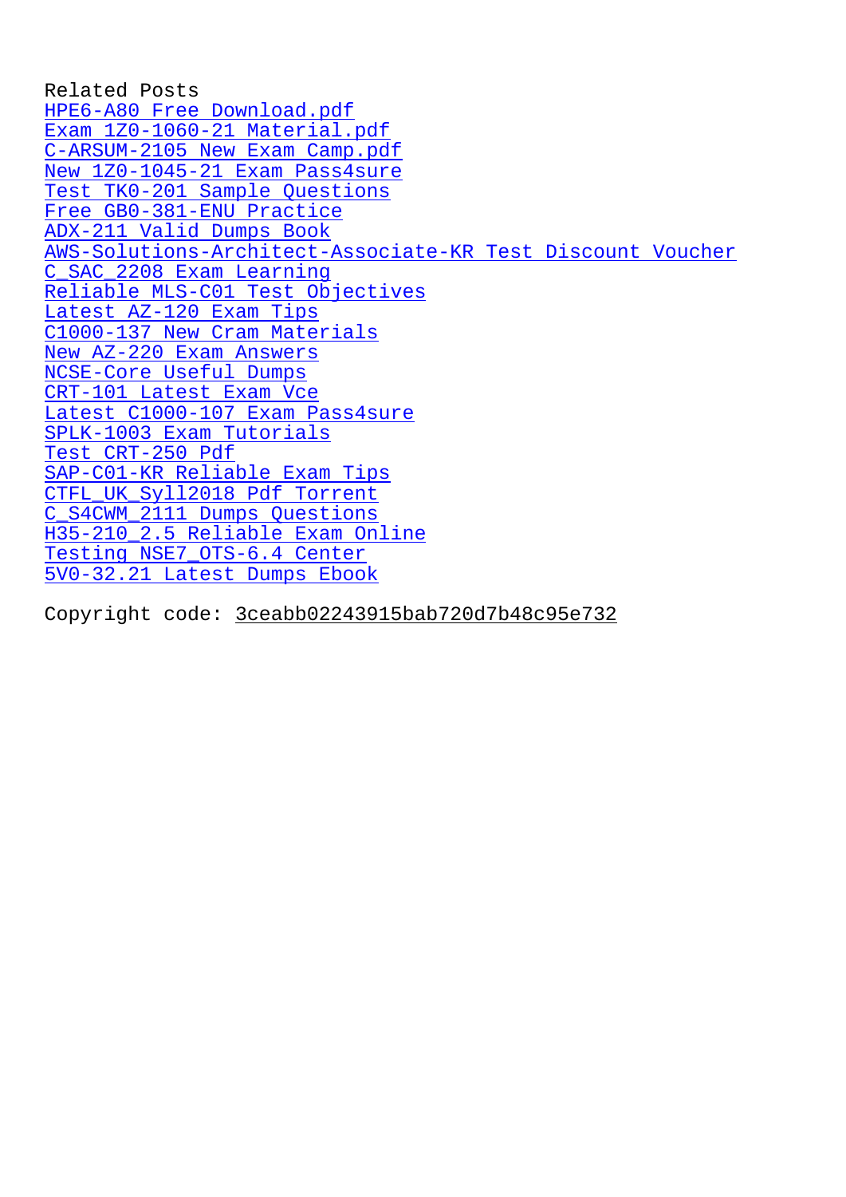Related Posts
HPE6-A80 Free Download.pdf
Exam 1Z0-1060-21 Material.pdf
C-ARSUM-2105 New Exam Camp.pdf
New 1Z0-1045-21 Exam Pass4sure
Test TK0-201 Sample Questions
Free GB0-381-ENU Practice
ADX-211 Valid Dumps Book
AWS-Solutions-Architect-Associate-KR Test Discount Voucher
C_SAC_2208 Exam Learning
Reliable MLS-C01 Test Objectives
Latest AZ-120 Exam Tips
C1000-137 New Cram Materials
New AZ-220 Exam Answers
NCSE-Core Useful Dumps
CRT-101 Latest Exam Vce
Latest C1000-107 Exam Pass4sure
SPLK-1003 Exam Tutorials
Test CRT-250 Pdf
SAP-C01-KR Reliable Exam Tips
CTFL_UK_Syll2018 Pdf Torrent
C_S4CWM_2111 Dumps Questions
H35-210_2.5 Reliable Exam Online
Testing NSE7_OTS-6.4 Center
5V0-32.21 Latest Dumps Ebook

Copyright code: 3ceabb02243915bab720d7b48c95e732